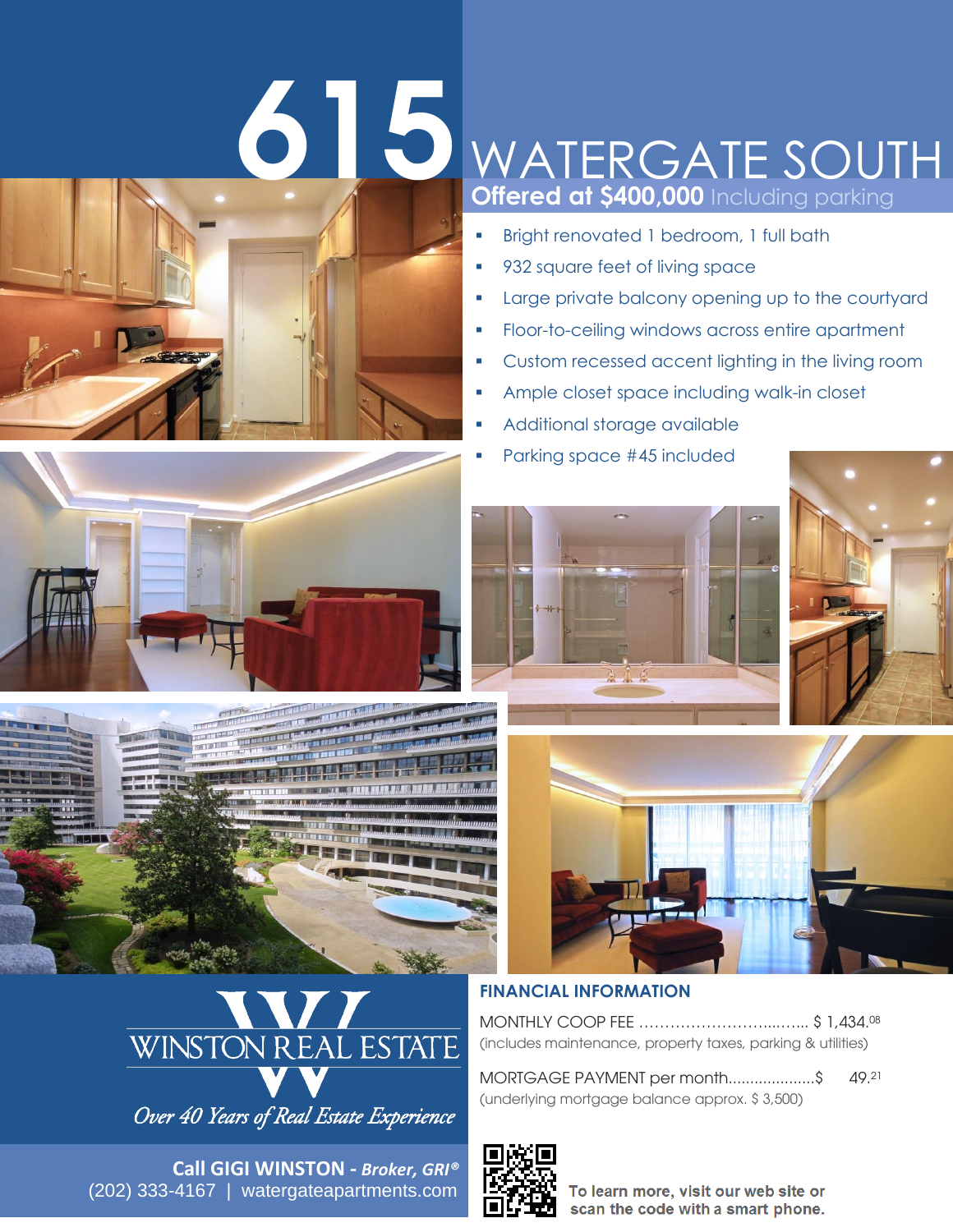# 615 WATERGATE SOUTH

**Offered at $400,000** Including parking

- Bright renovated 1 bedroom, 1 full bath
- 932 square feet of living space
- Large private balcony opening up to the courtyard
- Floor-to-ceiling windows across entire apartment
- Custom recessed accent lighting in the living room
- Ample closet space including walk-in closet
- Additional storage available
- Parking space #45 included

## FINANCIAL INFORMATION

MONTHLY COOP FEE ………………………...…... $ 1,434.08
(includes maintenance, property taxes, parking & utilities)

MORTGAGE PAYMENT per month...................$ 49.21
(underlying mortgage balance approx. $ 3,500)

WINSTON REAL ESTATE

*Over 40 Years of Real Estate Experience*

**Call GIGI WINSTON** - ***Broker, GRI®***
(202) 333-4167 | watergateapartments.com

**To learn more, visit our web site or scan the code with a smart phone.**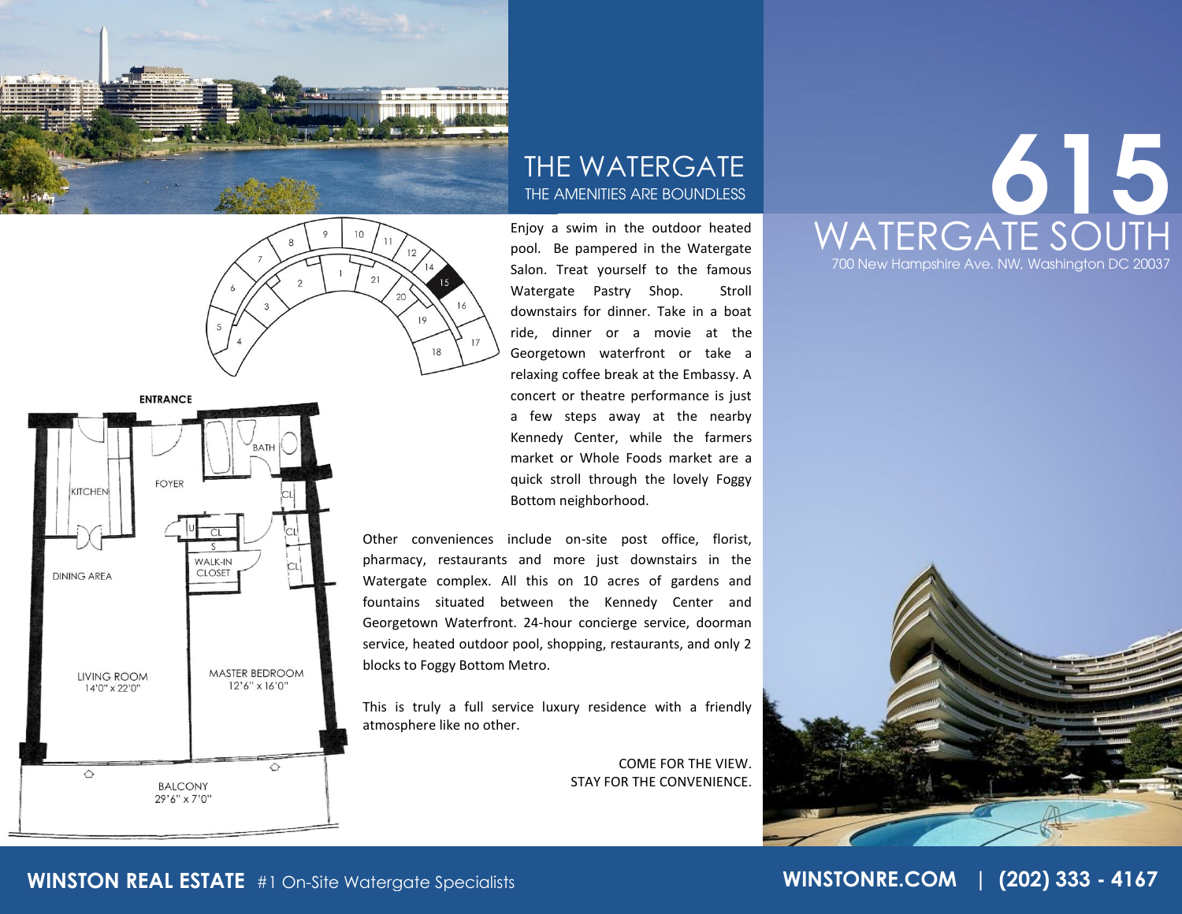# 615

## WATERGATE SOUTH

700 New Hampshire Ave. NW, Washington DC 20037

## THE WATERGATE

### THE AMENITIES ARE BOUNDLESS

Enjoy a swim in the outdoor heated pool. Be pampered in the Watergate Salon. Treat yourself to the famous Watergate Pastry Shop. Stroll downstairs for dinner. Take in a boat ride, dinner or a movie at the Georgetown waterfront or take a relaxing coffee break at the Embassy. A concert or theatre performance is just a few steps away at the nearby Kennedy Center, while the farmers market or Whole Foods market are a quick stroll through the lovely Foggy Bottom neighborhood.

Other conveniences include on-site post office, florist, pharmacy, restaurants and more just downstairs in the Watergate complex. All this on 10 acres of gardens and fountains situated between the Kennedy Center and Georgetown Waterfront. 24-hour concierge service, doorman service, heated outdoor pool, shopping, restaurants, and only 2 blocks to Foggy Bottom Metro.

This is truly a full service luxury residence with a friendly atmosphere like no other.

COME FOR THE VIEW.
STAY FOR THE CONVENIENCE.

ENTRANCE

KITCHEN

FOYER

BATH

CL

CL

CL

CL

U

S

WALK-IN CLOSET

DINING AREA

LIVING ROOM
14'0" x 22'0"

MASTER BEDROOM
12'6" x 16'0"

BALCONY
29'6" x 7'0"

1 2 3 4 5 6 7 8 9 10 11 12 14 15 16 17 18 19 20 21

**WINSTON REAL ESTATE** #1 On-Site Watergate Specialists

**WINSTONRE.COM | (202) 333 - 4167**